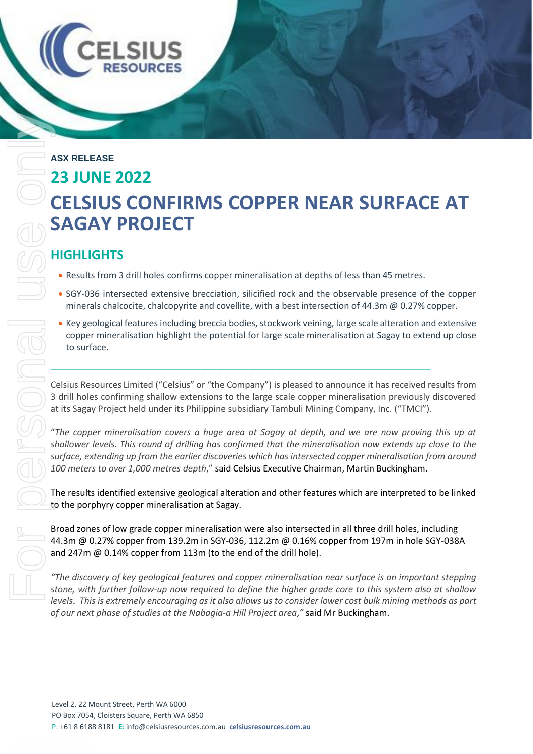**ASX RELEASE**

## 23 JUNE 2022

# CELSIUS CONFIRMS COPPER NEAR SURFACE AT SAGAY PROJECT

## HIGHLIGHTS

- Results from 3 drill holes confirms copper mineralisation at depths of less than 45 metres.
- SGY-036 intersected extensive brecciation, silicified rock and the observable presence of the copper minerals chalcocite, chalcopyrite and covellite, with a best intersection of 44.3m @ 0.27% copper.
- Key geological features including breccia bodies, stockwork veining, large scale alteration and extensive copper mineralisation highlight the potential for large scale mineralisation at Sagay to extend up close to surface.

---

Celsius Resources Limited ("Celsius" or "the Company") is pleased to announce it has received results from 3 drill holes confirming shallow extensions to the large scale copper mineralisation previously discovered at its Sagay Project held under its Philippine subsidiary Tambuli Mining Company, Inc. ("TMCI").

"*The copper mineralisation covers a huge area at Sagay at depth, and we are now proving this up at shallower levels. This round of drilling has confirmed that the mineralisation now extends up close to the surface, extending up from the earlier discoveries which has intersected copper mineralisation from around 100 meters to over 1,000 metres depth*," said Celsius Executive Chairman, Martin Buckingham.

The results identified extensive geological alteration and other features which are interpreted to be linked to the porphyry copper mineralisation at Sagay.

Broad zones of low grade copper mineralisation were also intersected in all three drill holes, including 44.3m @ 0.27% copper from 139.2m in SGY-036, 112.2m @ 0.16% copper from 197m in hole SGY-038A and 247m @ 0.14% copper from 113m (to the end of the drill hole).

*"The discovery of key geological features and copper mineralisation near surface is an important stepping stone, with further follow-up now required to define the higher grade core to this system also at shallow levels. This is extremely encouraging as it also allows us to consider lower cost bulk mining methods as part of our next phase of studies at the Nabagia-a Hill Project area,"* said Mr Buckingham.

Level 2, 22 Mount Street, Perth WA 6000
PO Box 7054, Cloisters Square, Perth WA 6850
P: +61 8 6188 8181 E: info@celsiusresources.com.au **celsiusresources.com.au**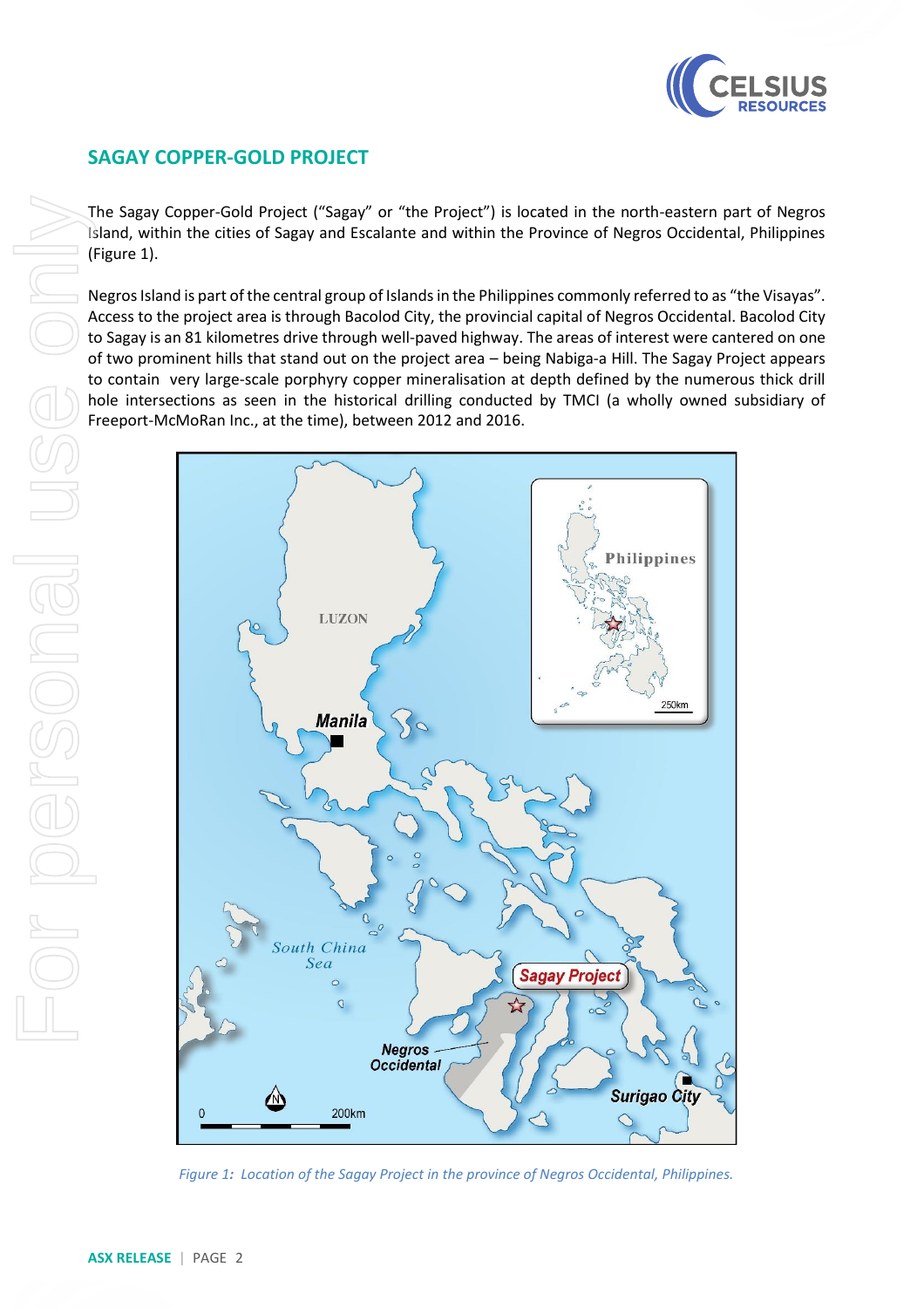## SAGAY COPPER-GOLD PROJECT

The Sagay Copper-Gold Project ("Sagay" or "the Project") is located in the north-eastern part of Negros Island, within the cities of Sagay and Escalante and within the Province of Negros Occidental, Philippines (Figure 1).

Negros Island is part of the central group of Islands in the Philippines commonly referred to as "the Visayas". Access to the project area is through Bacolod City, the provincial capital of Negros Occidental. Bacolod City to Sagay is an 81 kilometres drive through well-paved highway. The areas of interest were cantered on one of two prominent hills that stand out on the project area – being Nabiga-a Hill. The Sagay Project appears to contain very large-scale porphyry copper mineralisation at depth defined by the numerous thick drill hole intersections as seen in the historical drilling conducted by TMCI (a wholly owned subsidiary of Freeport-McMoRan Inc., at the time), between 2012 and 2016.

*Figure 1: Location of the Sagay Project in the province of Negros Occidental, Philippines.*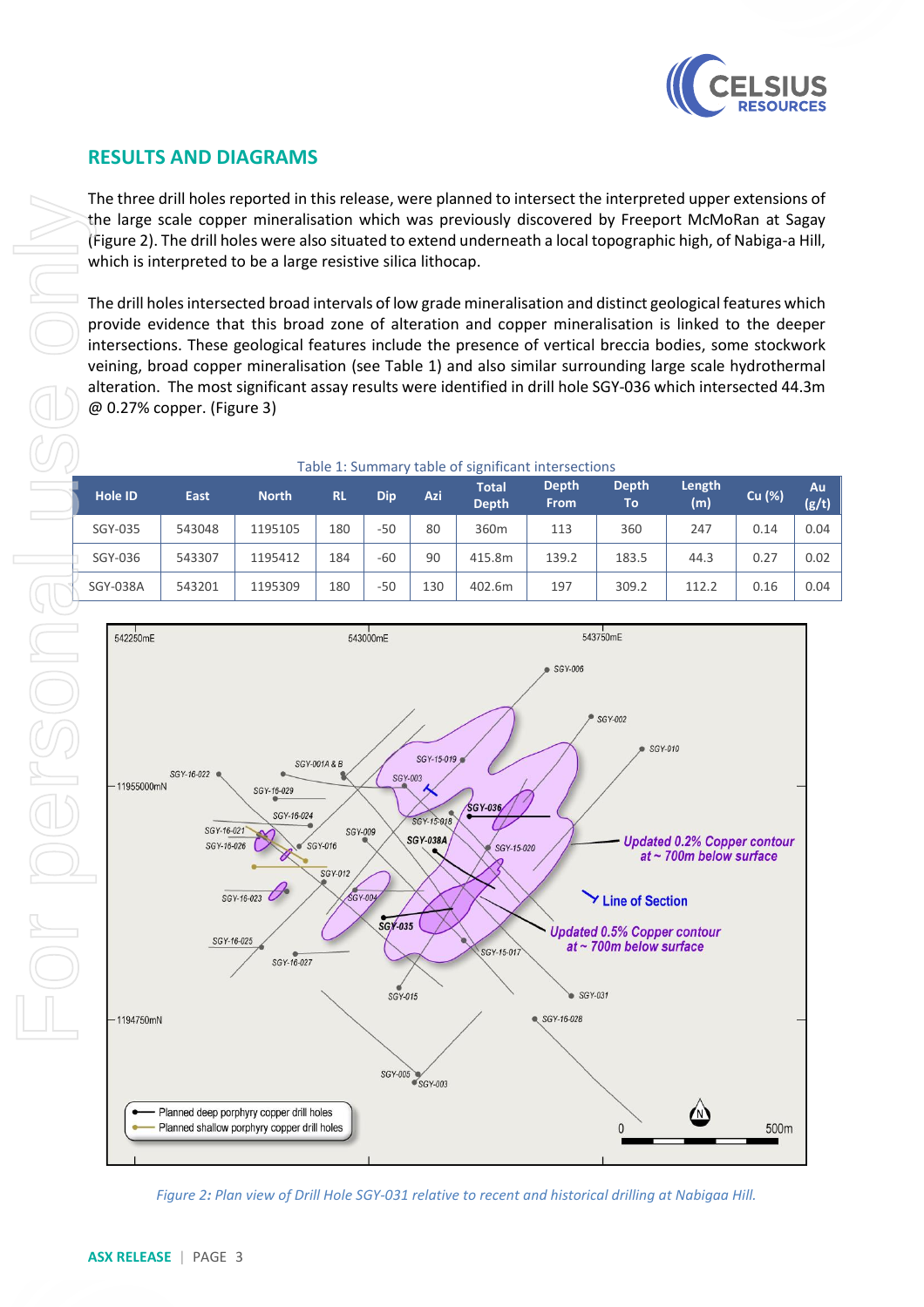## RESULTS AND DIAGRAMS

The three drill holes reported in this release, were planned to intersect the interpreted upper extensions of the large scale copper mineralisation which was previously discovered by Freeport McMoRan at Sagay (Figure 2). The drill holes were also situated to extend underneath a local topographic high, of Nabiga-a Hill, which is interpreted to be a large resistive silica lithocap.

The drill holes intersected broad intervals of low grade mineralisation and distinct geological features which provide evidence that this broad zone of alteration and copper mineralisation is linked to the deeper intersections. These geological features include the presence of vertical breccia bodies, some stockwork veining, broad copper mineralisation (see Table 1) and also similar surrounding large scale hydrothermal alteration. The most significant assay results were identified in drill hole SGY-036 which intersected 44.3m @ 0.27% copper. (Figure 3)

Table 1: Summary table of significant intersections

| Hole ID | East | North | RL | Dip | Azi | Total Depth | Depth From | Depth To | Length (m) | Cu (%) | Au (g/t) |
|---|---|---|---|---|---|---|---|---|---|---|---|
| SGY-035 | 543048 | 1195105 | 180 | -50 | 80 | 360m | 113 | 360 | 247 | 0.14 | 0.04 |
| SGY-036 | 543307 | 1195412 | 184 | -60 | 90 | 415.8m | 139.2 | 183.5 | 44.3 | 0.27 | 0.02 |
| SGY-038A | 543201 | 1195309 | 180 | -50 | 130 | 402.6m | 197 | 309.2 | 112.2 | 0.16 | 0.04 |

*Figure 2: Plan view of Drill Hole SGY-031 relative to recent and historical drilling at Nabigaa Hill.*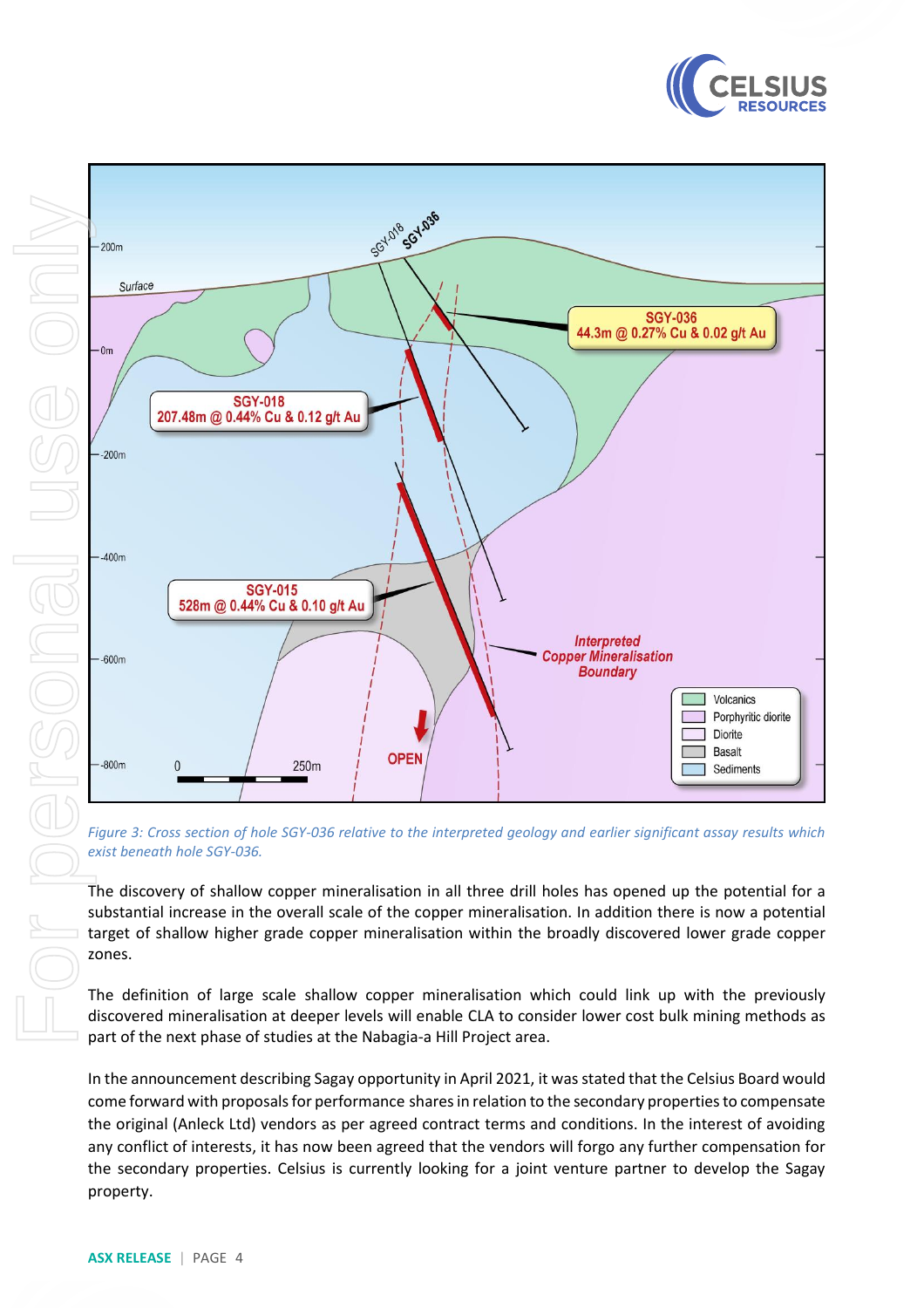Figure 3: Cross section of hole SGY-036 relative to the interpreted geology and earlier significant assay results which exist beneath hole SGY-036.

The discovery of shallow copper mineralisation in all three drill holes has opened up the potential for a substantial increase in the overall scale of the copper mineralisation. In addition there is now a potential target of shallow higher grade copper mineralisation within the broadly discovered lower grade copper zones.

The definition of large scale shallow copper mineralisation which could link up with the previously discovered mineralisation at deeper levels will enable CLA to consider lower cost bulk mining methods as part of the next phase of studies at the Nabagia-a Hill Project area.

In the announcement describing Sagay opportunity in April 2021, it was stated that the Celsius Board would come forward with proposals for performance shares in relation to the secondary properties to compensate the original (Anleck Ltd) vendors as per agreed contract terms and conditions. In the interest of avoiding any conflict of interests, it has now been agreed that the vendors will forgo any further compensation for the secondary properties. Celsius is currently looking for a joint venture partner to develop the Sagay property.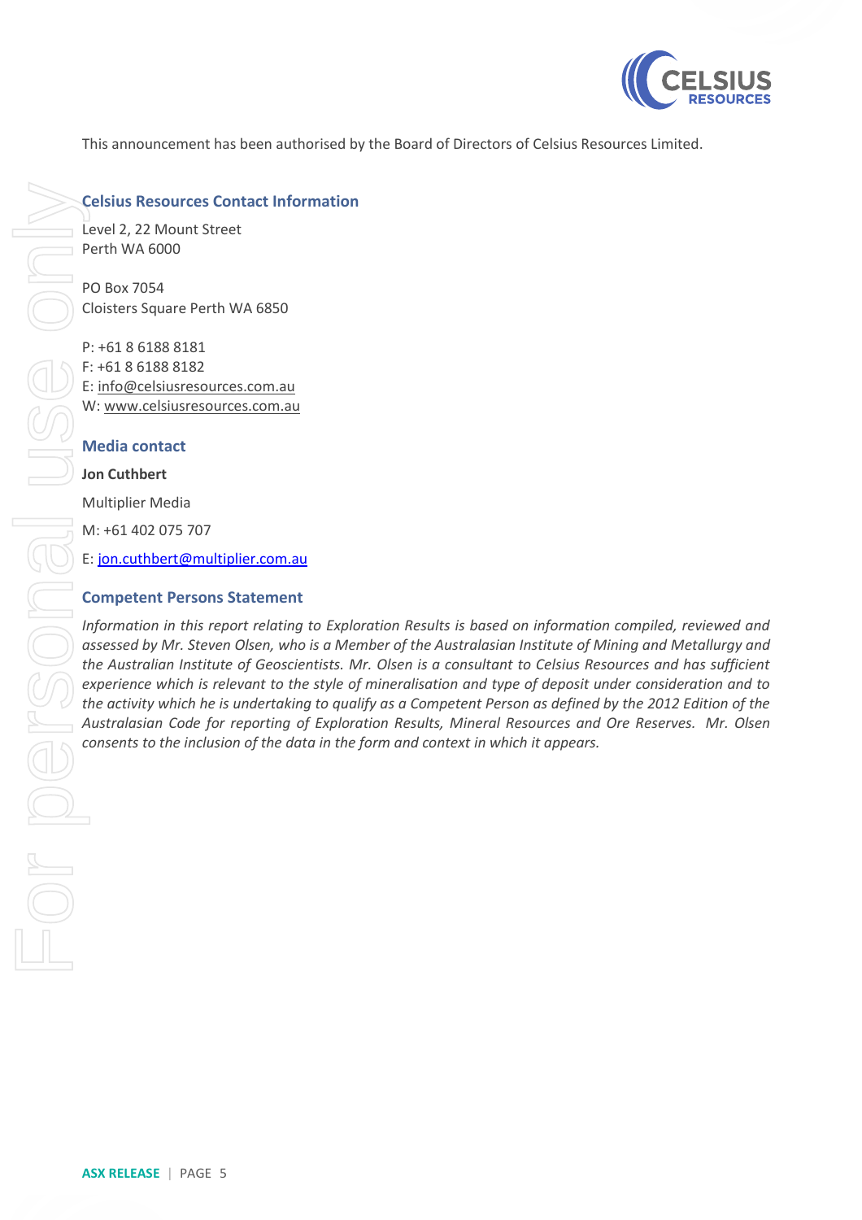This announcement has been authorised by the Board of Directors of Celsius Resources Limited.

## Celsius Resources Contact Information

Level 2, 22 Mount Street
Perth WA 6000

PO Box 7054
Cloisters Square Perth WA 6850

P: +61 8 6188 8181
F: +61 8 6188 8182
E: info@celsiusresources.com.au
W: www.celsiusresources.com.au

## Media contact

**Jon Cuthbert**

Multiplier Media

M: +61 402 075 707

E: jon.cuthbert@multiplier.com.au

## Competent Persons Statement

*Information in this report relating to Exploration Results is based on information compiled, reviewed and assessed by Mr. Steven Olsen, who is a Member of the Australasian Institute of Mining and Metallurgy and the Australian Institute of Geoscientists. Mr. Olsen is a consultant to Celsius Resources and has sufficient experience which is relevant to the style of mineralisation and type of deposit under consideration and to the activity which he is undertaking to qualify as a Competent Person as defined by the 2012 Edition of the Australasian Code for reporting of Exploration Results, Mineral Resources and Ore Reserves. Mr. Olsen consents to the inclusion of the data in the form and context in which it appears.*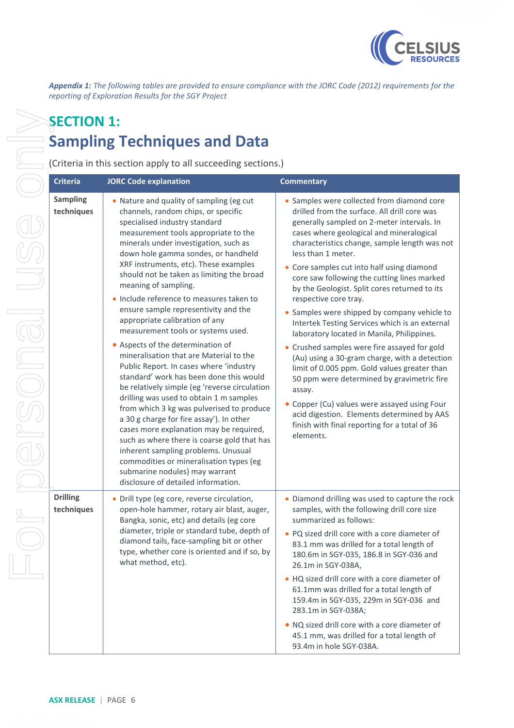*Appendix 1: The following tables are provided to ensure compliance with the JORC Code (2012) requirements for the reporting of Exploration Results for the SGY Project*

# SECTION 1: Sampling Techniques and Data

(Criteria in this section apply to all succeeding sections.)

| Criteria | JORC Code explanation | Commentary |
|---|---|---|
| **Sampling techniques** | • Nature and quality of sampling (eg cut channels, random chips, or specific specialised industry standard measurement tools appropriate to the minerals under investigation, such as down hole gamma sondes, or handheld XRF instruments, etc). These examples should not be taken as limiting the broad meaning of sampling.<br>• Include reference to measures taken to ensure sample representivity and the appropriate calibration of any measurement tools or systems used.<br>• Aspects of the determination of mineralisation that are Material to the Public Report. In cases where 'industry standard' work has been done this would be relatively simple (eg 'reverse circulation drilling was used to obtain 1 m samples from which 3 kg was pulverised to produce a 30 g charge for fire assay'). In other cases more explanation may be required, such as where there is coarse gold that has inherent sampling problems. Unusual commodities or mineralisation types (eg submarine nodules) may warrant disclosure of detailed information. | • Samples were collected from diamond core drilled from the surface. All drill core was generally sampled on 2-meter intervals. In cases where geological and mineralogical characteristics change, sample length was not less than 1 meter.<br>• Core samples cut into half using diamond core saw following the cutting lines marked by the Geologist. Split cores returned to its respective core tray.<br>• Samples were shipped by company vehicle to Intertek Testing Services which is an external laboratory located in Manila, Philippines.<br>• Crushed samples were fire assayed for gold (Au) using a 30-gram charge, with a detection limit of 0.005 ppm. Gold values greater than 50 ppm were determined by gravimetric fire assay.<br>• Copper (Cu) values were assayed using Four acid digestion. Elements determined by AAS finish with final reporting for a total of 36 elements. |
| **Drilling techniques** | • Drill type (eg core, reverse circulation, open-hole hammer, rotary air blast, auger, Bangka, sonic, etc) and details (eg core diameter, triple or standard tube, depth of diamond tails, face-sampling bit or other type, whether core is oriented and if so, by what method, etc). | • Diamond drilling was used to capture the rock samples, with the following drill core size summarized as follows:<br>• PQ sized drill core with a core diameter of 83.1 mm was drilled for a total length of 180.6m in SGY-035, 186.8 in SGY-036 and 26.1m in SGY-038A,<br>• HQ sized drill core with a core diameter of 61.1mm was drilled for a total length of 159.4m in SGY-035, 229m in SGY-036 and 283.1m in SGY-038A;<br>• NQ sized drill core with a core diameter of 45.1 mm, was drilled for a total length of 93.4m in hole SGY-038A. |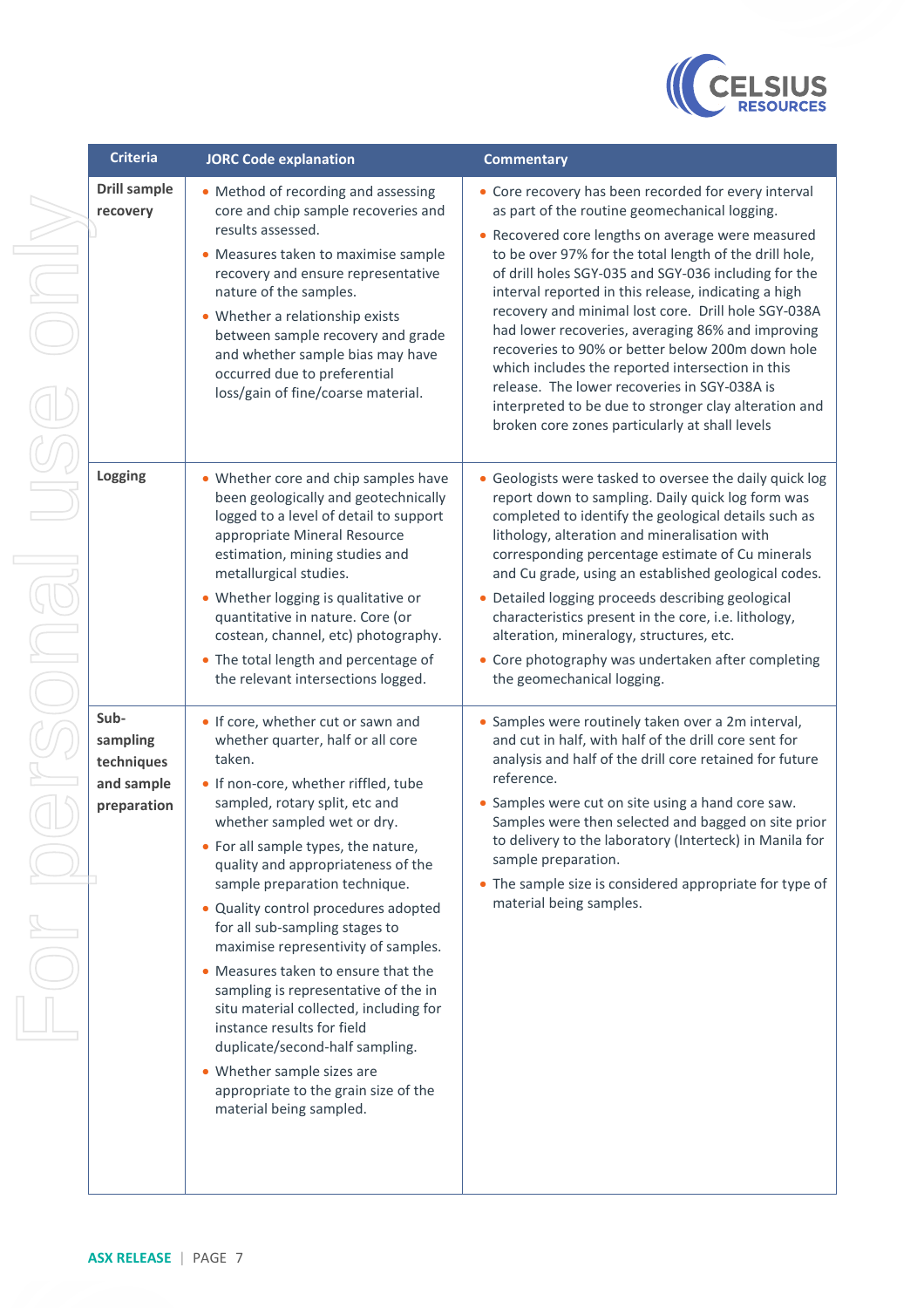| Criteria | JORC Code explanation | Commentary |
|---|---|---|
| **Drill sample recovery** | • Method of recording and assessing core and chip sample recoveries and results assessed.<br>• Measures taken to maximise sample recovery and ensure representative nature of the samples.<br>• Whether a relationship exists between sample recovery and grade and whether sample bias may have occurred due to preferential loss/gain of fine/coarse material. | • Core recovery has been recorded for every interval as part of the routine geomechanical logging.<br>• Recovered core lengths on average were measured to be over 97% for the total length of the drill hole, of drill holes SGY-035 and SGY-036 including for the interval reported in this release, indicating a high recovery and minimal lost core. Drill hole SGY-038A had lower recoveries, averaging 86% and improving recoveries to 90% or better below 200m down hole which includes the reported intersection in this release. The lower recoveries in SGY-038A is interpreted to be due to stronger clay alteration and broken core zones particularly at shall levels |
| **Logging** | • Whether core and chip samples have been geologically and geotechnically logged to a level of detail to support appropriate Mineral Resource estimation, mining studies and metallurgical studies.<br>• Whether logging is qualitative or quantitative in nature. Core (or costean, channel, etc) photography.<br>• The total length and percentage of the relevant intersections logged. | • Geologists were tasked to oversee the daily quick log report down to sampling. Daily quick log form was completed to identify the geological details such as lithology, alteration and mineralisation with corresponding percentage estimate of Cu minerals and Cu grade, using an established geological codes.<br>• Detailed logging proceeds describing geological characteristics present in the core, i.e. lithology, alteration, mineralogy, structures, etc.<br>• Core photography was undertaken after completing the geomechanical logging. |
| **Sub-sampling techniques and sample preparation** | • If core, whether cut or sawn and whether quarter, half or all core taken.<br>• If non-core, whether riffled, tube sampled, rotary split, etc and whether sampled wet or dry.<br>• For all sample types, the nature, quality and appropriateness of the sample preparation technique.<br>• Quality control procedures adopted for all sub-sampling stages to maximise representivity of samples.<br>• Measures taken to ensure that the sampling is representative of the in situ material collected, including for instance results for field duplicate/second-half sampling.<br>• Whether sample sizes are appropriate to the grain size of the material being sampled. | • Samples were routinely taken over a 2m interval, and cut in half, with half of the drill core sent for analysis and half of the drill core retained for future reference.<br>• Samples were cut on site using a hand core saw. Samples were then selected and bagged on site prior to delivery to the laboratory (Interteck) in Manila for sample preparation.<br>• The sample size is considered appropriate for type of material being samples. |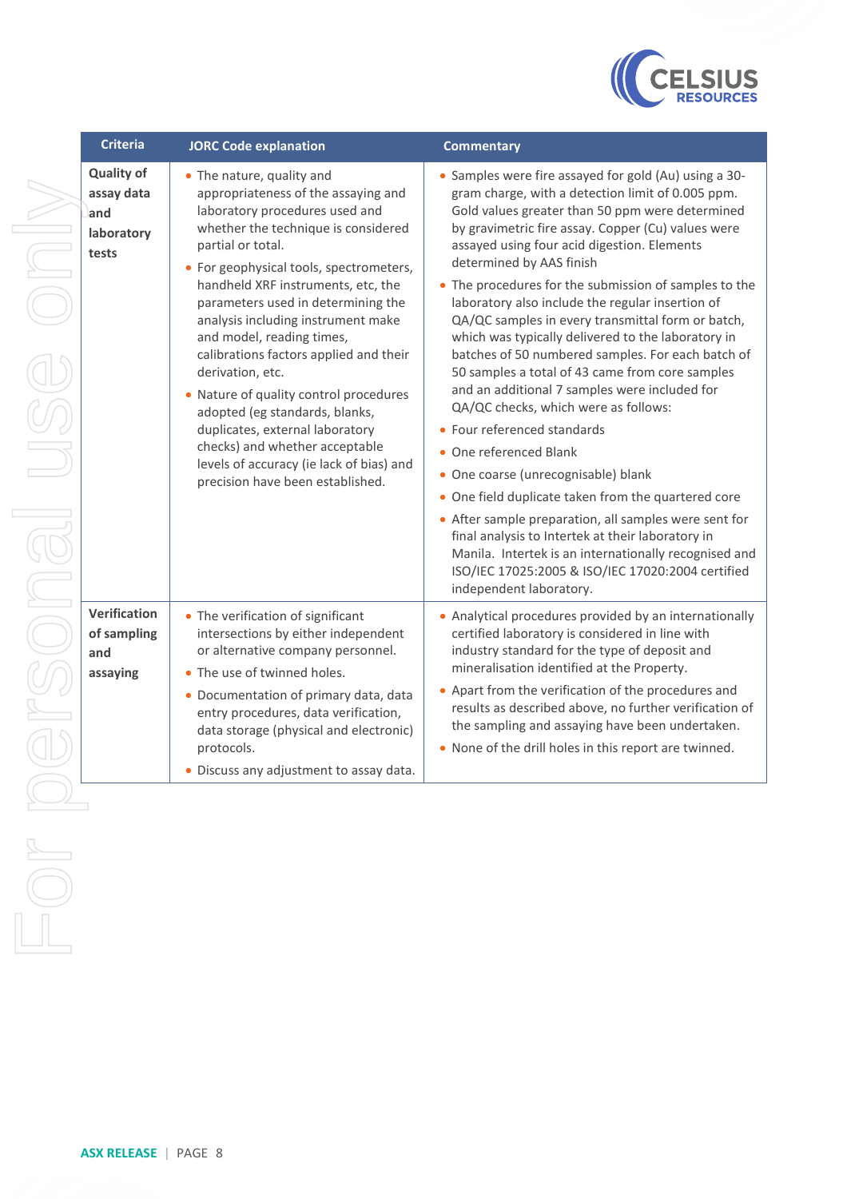| Criteria | JORC Code explanation | Commentary |
|---|---|---|
| Quality of assay data and laboratory tests | • The nature, quality and appropriateness of the assaying and laboratory procedures used and whether the technique is considered partial or total.<br>• For geophysical tools, spectrometers, handheld XRF instruments, etc, the parameters used in determining the analysis including instrument make and model, reading times, calibrations factors applied and their derivation, etc.<br>• Nature of quality control procedures adopted (eg standards, blanks, duplicates, external laboratory checks) and whether acceptable levels of accuracy (ie lack of bias) and precision have been established. | • Samples were fire assayed for gold (Au) using a 30-gram charge, with a detection limit of 0.005 ppm. Gold values greater than 50 ppm were determined by gravimetric fire assay. Copper (Cu) values were assayed using four acid digestion. Elements determined by AAS finish<br>• The procedures for the submission of samples to the laboratory also include the regular insertion of QA/QC samples in every transmittal form or batch, which was typically delivered to the laboratory in batches of 50 numbered samples. For each batch of 50 samples a total of 43 came from core samples and an additional 7 samples were included for QA/QC checks, which were as follows:<br>• Four referenced standards<br>• One referenced Blank<br>• One coarse (unrecognisable) blank<br>• One field duplicate taken from the quartered core<br>• After sample preparation, all samples were sent for final analysis to Intertek at their laboratory in Manila. Intertek is an internationally recognised and ISO/IEC 17025:2005 & ISO/IEC 17020:2004 certified independent laboratory. |
| Verification of sampling and assaying | • The verification of significant intersections by either independent or alternative company personnel.<br>• The use of twinned holes.<br>• Documentation of primary data, data entry procedures, data verification, data storage (physical and electronic) protocols.<br>• Discuss any adjustment to assay data. | • Analytical procedures provided by an internationally certified laboratory is considered in line with industry standard for the type of deposit and mineralisation identified at the Property.<br>• Apart from the verification of the procedures and results as described above, no further verification of the sampling and assaying have been undertaken.<br>• None of the drill holes in this report are twinned. |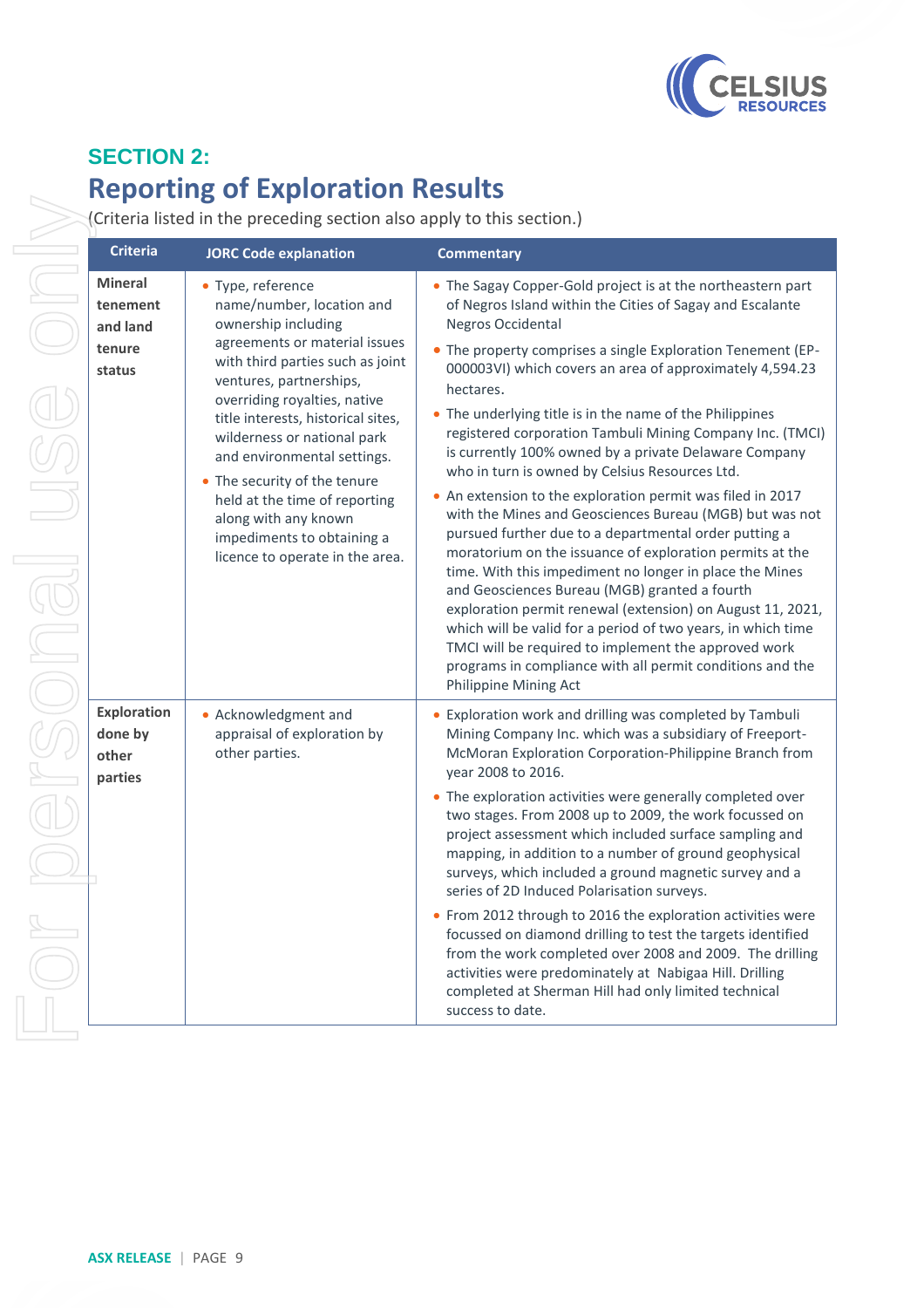## SECTION 2:

# Reporting of Exploration Results

(Criteria listed in the preceding section also apply to this section.)

| Criteria | JORC Code explanation | Commentary |
|---|---|---|
| **Mineral tenement and land tenure status** | • Type, reference name/number, location and ownership including agreements or material issues with third parties such as joint ventures, partnerships, overriding royalties, native title interests, historical sites, wilderness or national park and environmental settings.<br>• The security of the tenure held at the time of reporting along with any known impediments to obtaining a licence to operate in the area. | • The Sagay Copper-Gold project is at the northeastern part of Negros Island within the Cities of Sagay and Escalante Negros Occidental<br>• The property comprises a single Exploration Tenement (EP-000003VI) which covers an area of approximately 4,594.23 hectares.<br>• The underlying title is in the name of the Philippines registered corporation Tambuli Mining Company Inc. (TMCI) is currently 100% owned by a private Delaware Company who in turn is owned by Celsius Resources Ltd.<br>• An extension to the exploration permit was filed in 2017 with the Mines and Geosciences Bureau (MGB) but was not pursued further due to a departmental order putting a moratorium on the issuance of exploration permits at the time. With this impediment no longer in place the Mines and Geosciences Bureau (MGB) granted a fourth exploration permit renewal (extension) on August 11, 2021, which will be valid for a period of two years, in which time TMCI will be required to implement the approved work programs in compliance with all permit conditions and the Philippine Mining Act |
| **Exploration done by other parties** | • Acknowledgment and appraisal of exploration by other parties. | • Exploration work and drilling was completed by Tambuli Mining Company Inc. which was a subsidiary of Freeport-McMoran Exploration Corporation-Philippine Branch from year 2008 to 2016.<br>• The exploration activities were generally completed over two stages. From 2008 up to 2009, the work focussed on project assessment which included surface sampling and mapping, in addition to a number of ground geophysical surveys, which included a ground magnetic survey and a series of 2D Induced Polarisation surveys.<br>• From 2012 through to 2016 the exploration activities were focussed on diamond drilling to test the targets identified from the work completed over 2008 and 2009. The drilling activities were predominately at Nabigaa Hill. Drilling completed at Sherman Hill had only limited technical success to date. |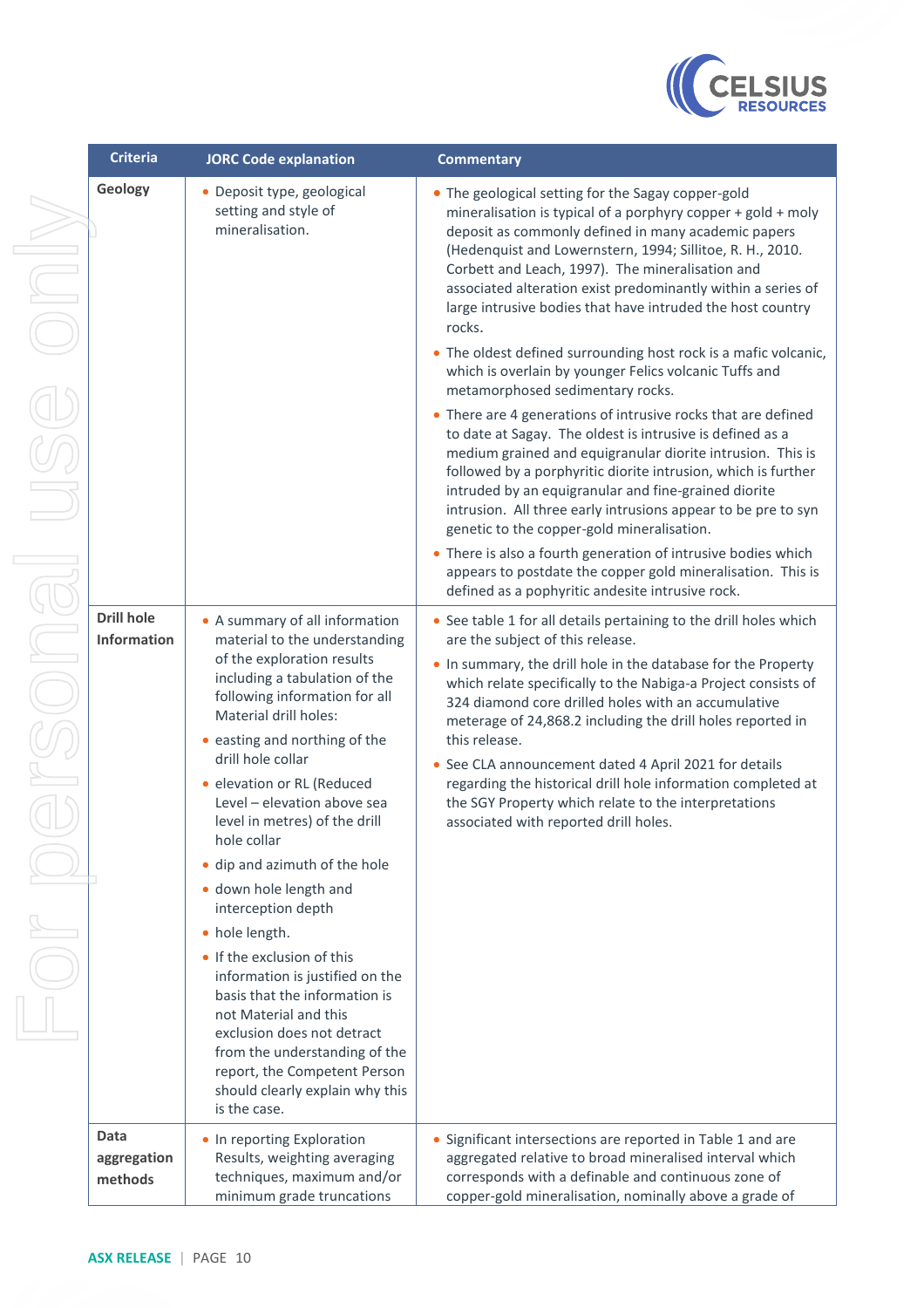| Criteria | JORC Code explanation | Commentary |
|---|---|---|
| **Geology** | • Deposit type, geological setting and style of mineralisation. | • The geological setting for the Sagay copper-gold mineralisation is typical of a porphyry copper + gold + moly deposit as commonly defined in many academic papers (Hedenquist and Lowernstern, 1994; Sillitoe, R. H., 2010. Corbett and Leach, 1997). The mineralisation and associated alteration exist predominantly within a series of large intrusive bodies that have intruded the host country rocks.<br>• The oldest defined surrounding host rock is a mafic volcanic, which is overlain by younger Felics volcanic Tuffs and metamorphosed sedimentary rocks.<br>• There are 4 generations of intrusive rocks that are defined to date at Sagay. The oldest is intrusive is defined as a medium grained and equigranular diorite intrusion. This is followed by a porphyritic diorite intrusion, which is further intruded by an equigranular and fine-grained diorite intrusion. All three early intrusions appear to be pre to syn genetic to the copper-gold mineralisation.<br>• There is also a fourth generation of intrusive bodies which appears to postdate the copper gold mineralisation. This is defined as a pophyritic andesite intrusive rock. |
| **Drill hole Information** | • A summary of all information material to the understanding of the exploration results including a tabulation of the following information for all Material drill holes:<br>• easting and northing of the drill hole collar<br>• elevation or RL (Reduced Level – elevation above sea level in metres) of the drill hole collar<br>• dip and azimuth of the hole<br>• down hole length and interception depth<br>• hole length.<br>• If the exclusion of this information is justified on the basis that the information is not Material and this exclusion does not detract from the understanding of the report, the Competent Person should clearly explain why this is the case. | • See table 1 for all details pertaining to the drill holes which are the subject of this release.<br>• In summary, the drill hole in the database for the Property which relate specifically to the Nabiga-a Project consists of 324 diamond core drilled holes with an accumulative meterage of 24,868.2 including the drill holes reported in this release.<br>• See CLA announcement dated 4 April 2021 for details regarding the historical drill hole information completed at the SGY Property which relate to the interpretations associated with reported drill holes. |
| **Data aggregation methods** | • In reporting Exploration Results, weighting averaging techniques, maximum and/or minimum grade truncations | • Significant intersections are reported in Table 1 and are aggregated relative to broad mineralised interval which corresponds with a definable and continuous zone of copper-gold mineralisation, nominally above a grade of |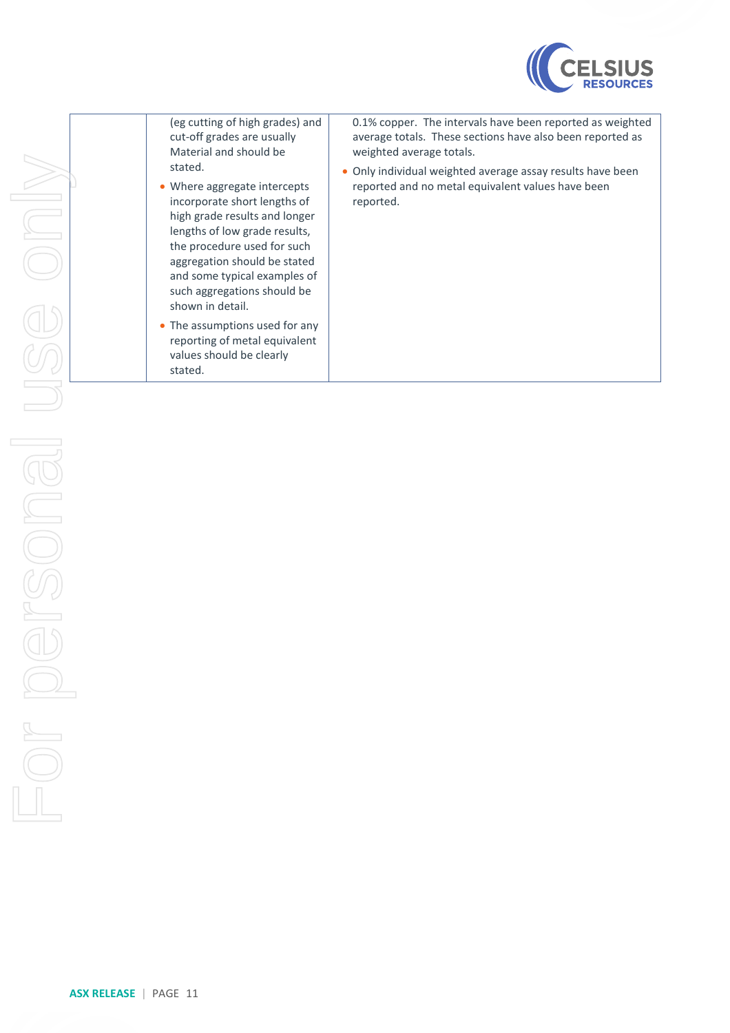|  |  |  |
| --- | --- | --- |
|  | (eg cutting of high grades) and cut-off grades are usually Material and should be stated.<br>• Where aggregate intercepts incorporate short lengths of high grade results and longer lengths of low grade results, the procedure used for such aggregation should be stated and some typical examples of such aggregations should be shown in detail.<br>• The assumptions used for any reporting of metal equivalent values should be clearly stated. | 0.1% copper. The intervals have been reported as weighted average totals. These sections have also been reported as weighted average totals.<br>• Only individual weighted average assay results have been reported and no metal equivalent values have been reported. |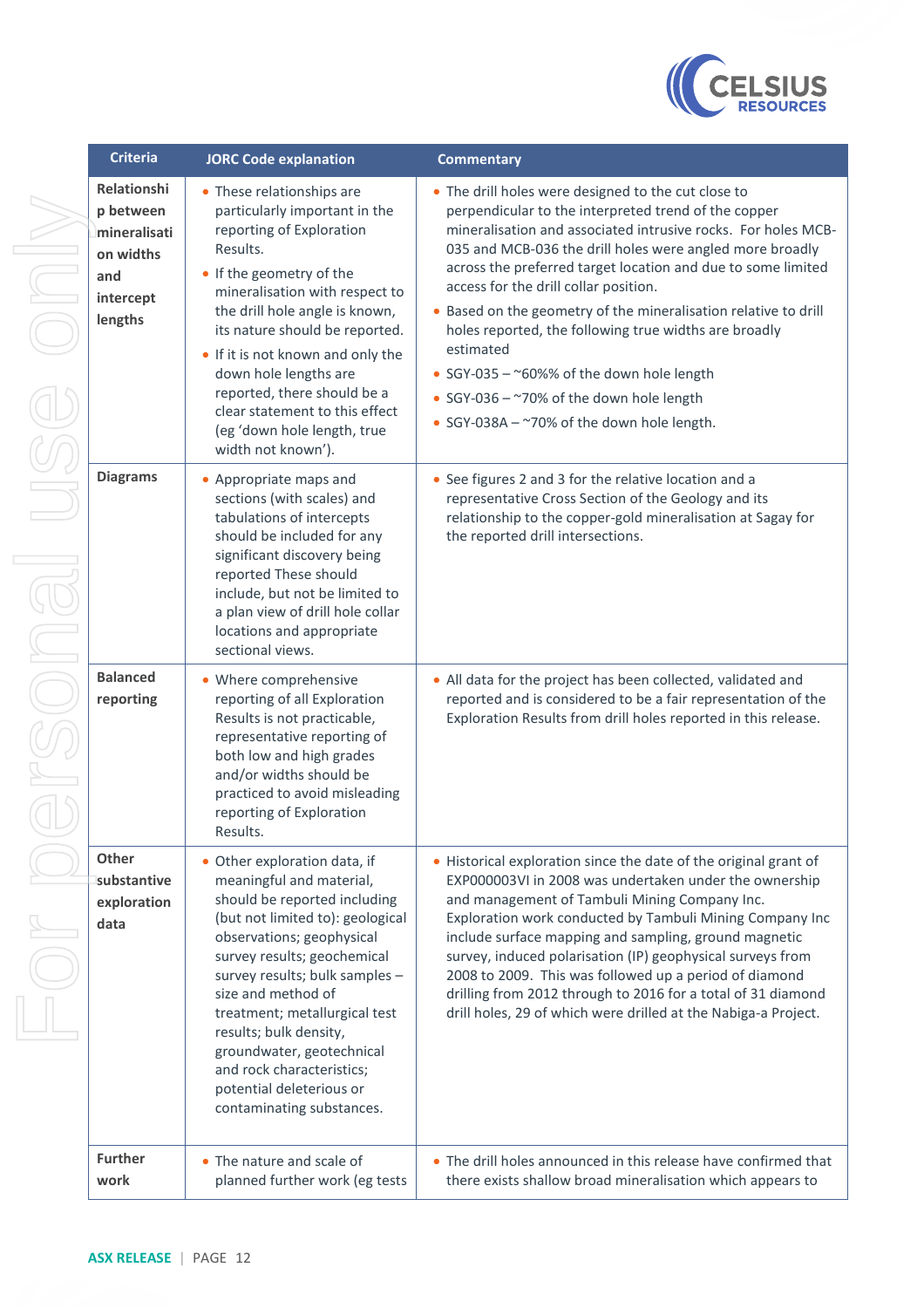| Criteria | JORC Code explanation | Commentary |
|---|---|---|
| Relationship between mineralisation widths and intercept lengths | • These relationships are particularly important in the reporting of Exploration Results.<br>• If the geometry of the mineralisation with respect to the drill hole angle is known, its nature should be reported.<br>• If it is not known and only the down hole lengths are reported, there should be a clear statement to this effect (eg 'down hole length, true width not known'). | • The drill holes were designed to the cut close to perpendicular to the interpreted trend of the copper mineralisation and associated intrusive rocks. For holes MCB-035 and MCB-036 the drill holes were angled more broadly across the preferred target location and due to some limited access for the drill collar position.<br>• Based on the geometry of the mineralisation relative to drill holes reported, the following true widths are broadly estimated<br>• SGY-035 – ~60%% of the down hole length<br>• SGY-036 – ~70% of the down hole length<br>• SGY-038A – ~70% of the down hole length. |
| Diagrams | • Appropriate maps and sections (with scales) and tabulations of intercepts should be included for any significant discovery being reported These should include, but not be limited to a plan view of drill hole collar locations and appropriate sectional views. | • See figures 2 and 3 for the relative location and a representative Cross Section of the Geology and its relationship to the copper-gold mineralisation at Sagay for the reported drill intersections. |
| Balanced reporting | • Where comprehensive reporting of all Exploration Results is not practicable, representative reporting of both low and high grades and/or widths should be practiced to avoid misleading reporting of Exploration Results. | • All data for the project has been collected, validated and reported and is considered to be a fair representation of the Exploration Results from drill holes reported in this release. |
| Other substantive exploration data | • Other exploration data, if meaningful and material, should be reported including (but not limited to): geological observations; geophysical survey results; geochemical survey results; bulk samples – size and method of treatment; metallurgical test results; bulk density, groundwater, geotechnical and rock characteristics; potential deleterious or contaminating substances. | • Historical exploration since the date of the original grant of EXP000003VI in 2008 was undertaken under the ownership and management of Tambuli Mining Company Inc. Exploration work conducted by Tambuli Mining Company Inc include surface mapping and sampling, ground magnetic survey, induced polarisation (IP) geophysical surveys from 2008 to 2009. This was followed up a period of diamond drilling from 2012 through to 2016 for a total of 31 diamond drill holes, 29 of which were drilled at the Nabiga-a Project. |
| Further work | • The nature and scale of planned further work (eg tests | • The drill holes announced in this release have confirmed that there exists shallow broad mineralisation which appears to |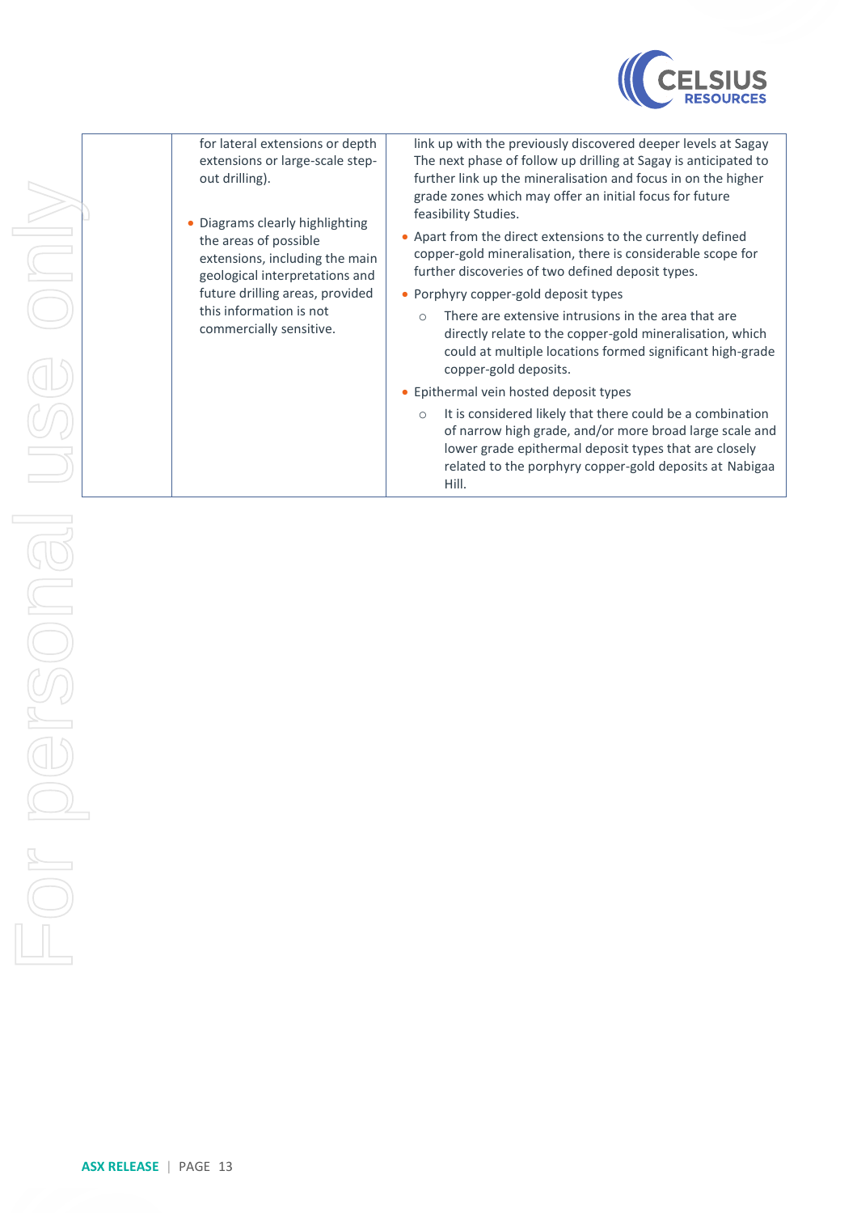| | | |
|---|---|---|
| | for lateral extensions or depth extensions or large-scale step-out drilling).<br><br>• Diagrams clearly highlighting the areas of possible extensions, including the main geological interpretations and future drilling areas, provided this information is not commercially sensitive. | link up with the previously discovered deeper levels at Sagay The next phase of follow up drilling at Sagay is anticipated to further link up the mineralisation and focus in on the higher grade zones which may offer an initial focus for future feasibility Studies.<br>• Apart from the direct extensions to the currently defined copper-gold mineralisation, there is considerable scope for further discoveries of two defined deposit types.<br>• Porphyry copper-gold deposit types<br>&nbsp;&nbsp;○ There are extensive intrusions in the area that are directly relate to the copper-gold mineralisation, which could at multiple locations formed significant high-grade copper-gold deposits.<br>• Epithermal vein hosted deposit types<br>&nbsp;&nbsp;○ It is considered likely that there could be a combination of narrow high grade, and/or more broad large scale and lower grade epithermal deposit types that are closely related to the porphyry copper-gold deposits at Nabigaa Hill. |